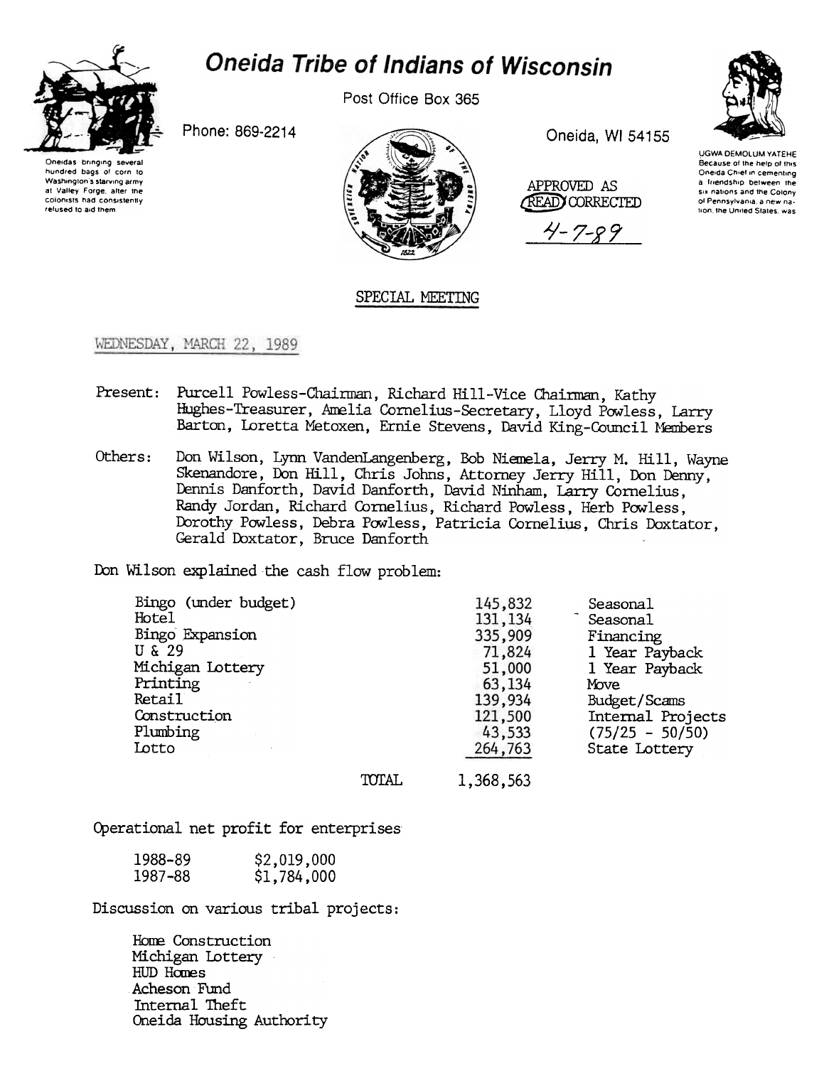# Oneida Tribe of Indians of Wisconsin

Post Office Box 365

Phone: 869-2214

Oneida, WI 54155

Oneidas bringing several hundred bags of corn to Washington's starving army at Valley Forge, after the colonists had consistently refused to aid them

UGWA DEMOLUM YATEHE Because of the help of this Oneida Chief in cementing a friendship between the six nations and the Colony of Pennsylvania, a new nation, the United States, was

APPROVED AS READ/CORRECTED

4-7-89

## SPECIAL MEETING

WEDNESDAY, MARCH 22, 1989

Present: Purcell Powless-Chairman, Richard Hill-Vice Chairman, Kathy Hughes-Treasurer, Amelia Cornelius-Secretary, Lloyd Powless, Larry Barton, Loretta Metoxen, Ernie Stevens, David King-Council Members

Others: Don Wilson, Lynn VandenLangenberg, Bob Niemela, Jerry M. Hill, Wayne Skenandore, Don Hill, Chris Johns, Attorney Jerry Hill, Don Denny, Dennis Danforth, David Danforth, David Ninham, Larry Cornelius, Randy Jordan, Richard Cornelius, Richard Powless, Herb Powless, Dorothy Powless, Debra Powless, Patricia Cornelius, Chris Doxtator, Gerald Doxtator, Bruce Danforth

Don Wilson explained the cash flow problem:

| | | |
|---|---|---|
| Bingo (under budget) | 145,832 | Seasonal |
| Hotel | 131,134 | Seasonal |
| Bingo Expansion | 335,909 | Financing |
| U & 29 | 71,824 | 1 Year Payback |
| Michigan Lottery | 51,000 | 1 Year Payback |
| Printing | 63,134 | Move |
| Retail | 139,934 | Budget/Scams |
| Construction | 121,500 | Internal Projects |
| Plumbing | 43,533 | (75/25 - 50/50) |
| Lotto | 264,763 | State Lottery |
| TOTAL | 1,368,563 | |

Operational net profit for enterprises

| | |
|---|---|
| 1988-89 | $2,019,000 |
| 1987-88 | $1,784,000 |

Discussion on various tribal projects:

- Home Construction
- Michigan Lottery
- HUD Homes
- Acheson Fund
- Internal Theft
- Oneida Housing Authority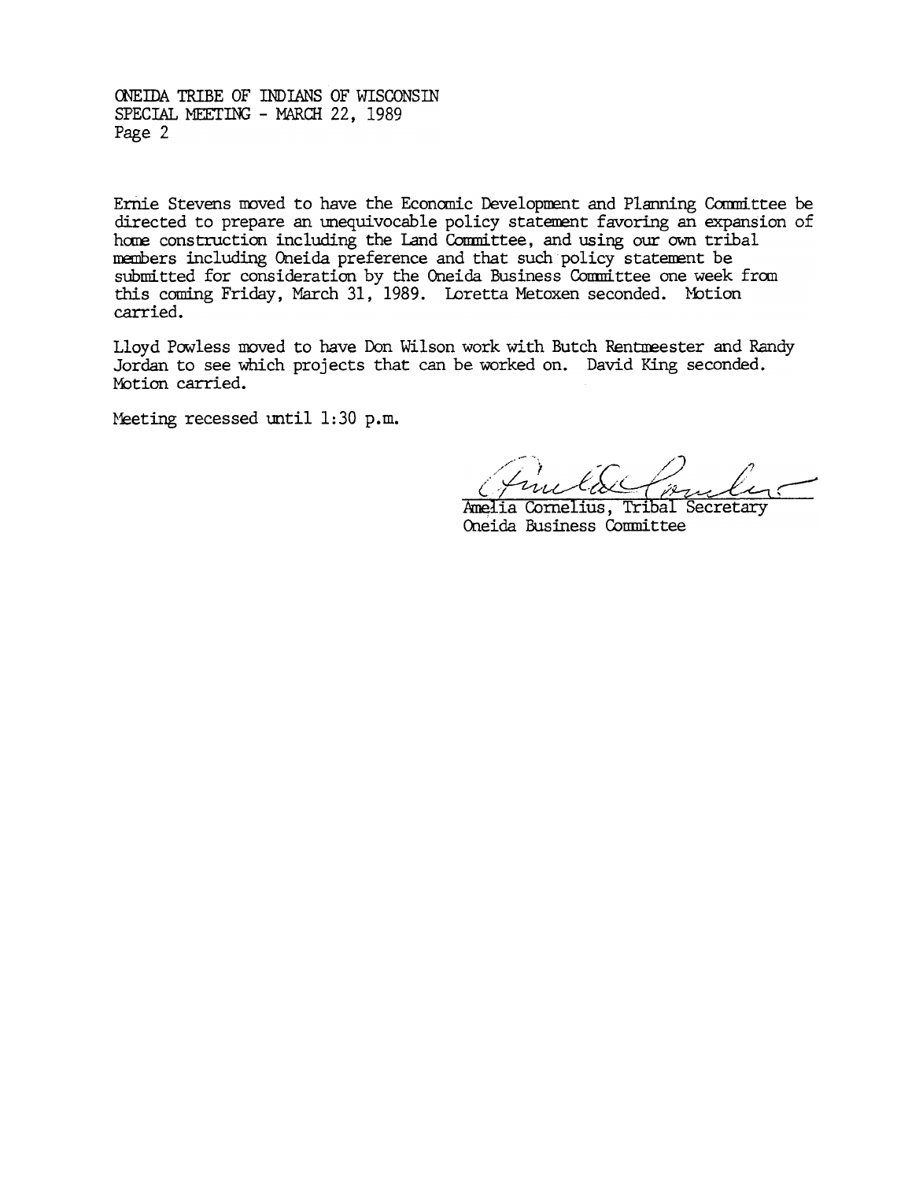Ernie Stevens moved to have the Economic Development and Planning Committee be directed to prepare an unequivocable policy statement favoring an expansion of home construction including the Land Committee, and using our own tribal members including Oneida preference and that such policy statement be submitted for consideration by the Oneida Business Committee one week from this coming Friday, March 31, 1989. Loretta Metoxen seconded. Motion carried.

Lloyd Powless moved to have Don Wilson work with Butch Rentmeester and Randy Jordan to see which projects that can be worked on. David King seconded. Motion carried.

Meeting recessed until 1:30 p.m.

Amelia Cornelius, Tribal Secretary
Oneida Business Committee